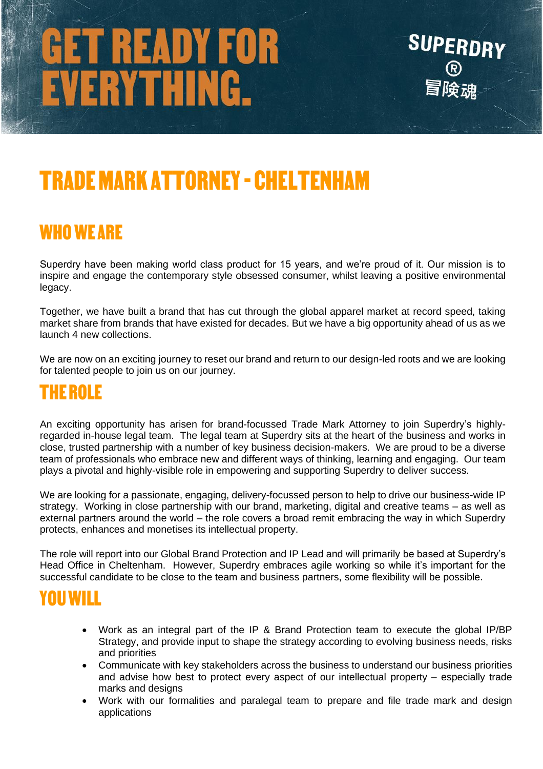# GET READY FOR EVERYTHING.

SUPERDRY
®
冒険魂

# TRADE MARK ATTORNEY - CHELTENHAM

## WHO WE ARE

Superdry have been making world class product for 15 years, and we're proud of it. Our mission is to inspire and engage the contemporary style obsessed consumer, whilst leaving a positive environmental legacy.

Together, we have built a brand that has cut through the global apparel market at record speed, taking market share from brands that have existed for decades. But we have a big opportunity ahead of us as we launch 4 new collections.

We are now on an exciting journey to reset our brand and return to our design-led roots and we are looking for talented people to join us on our journey.

## THE ROLE

An exciting opportunity has arisen for brand-focussed Trade Mark Attorney to join Superdry's highly-regarded in-house legal team. The legal team at Superdry sits at the heart of the business and works in close, trusted partnership with a number of key business decision-makers. We are proud to be a diverse team of professionals who embrace new and different ways of thinking, learning and engaging. Our team plays a pivotal and highly-visible role in empowering and supporting Superdry to deliver success.

We are looking for a passionate, engaging, delivery-focussed person to help to drive our business-wide IP strategy. Working in close partnership with our brand, marketing, digital and creative teams – as well as external partners around the world – the role covers a broad remit embracing the way in which Superdry protects, enhances and monetises its intellectual property.

The role will report into our Global Brand Protection and IP Lead and will primarily be based at Superdry's Head Office in Cheltenham. However, Superdry embraces agile working so while it's important for the successful candidate to be close to the team and business partners, some flexibility will be possible.

## YOU WILL

- Work as an integral part of the IP & Brand Protection team to execute the global IP/BP Strategy, and provide input to shape the strategy according to evolving business needs, risks and priorities
- Communicate with key stakeholders across the business to understand our business priorities and advise how best to protect every aspect of our intellectual property – especially trade marks and designs
- Work with our formalities and paralegal team to prepare and file trade mark and design applications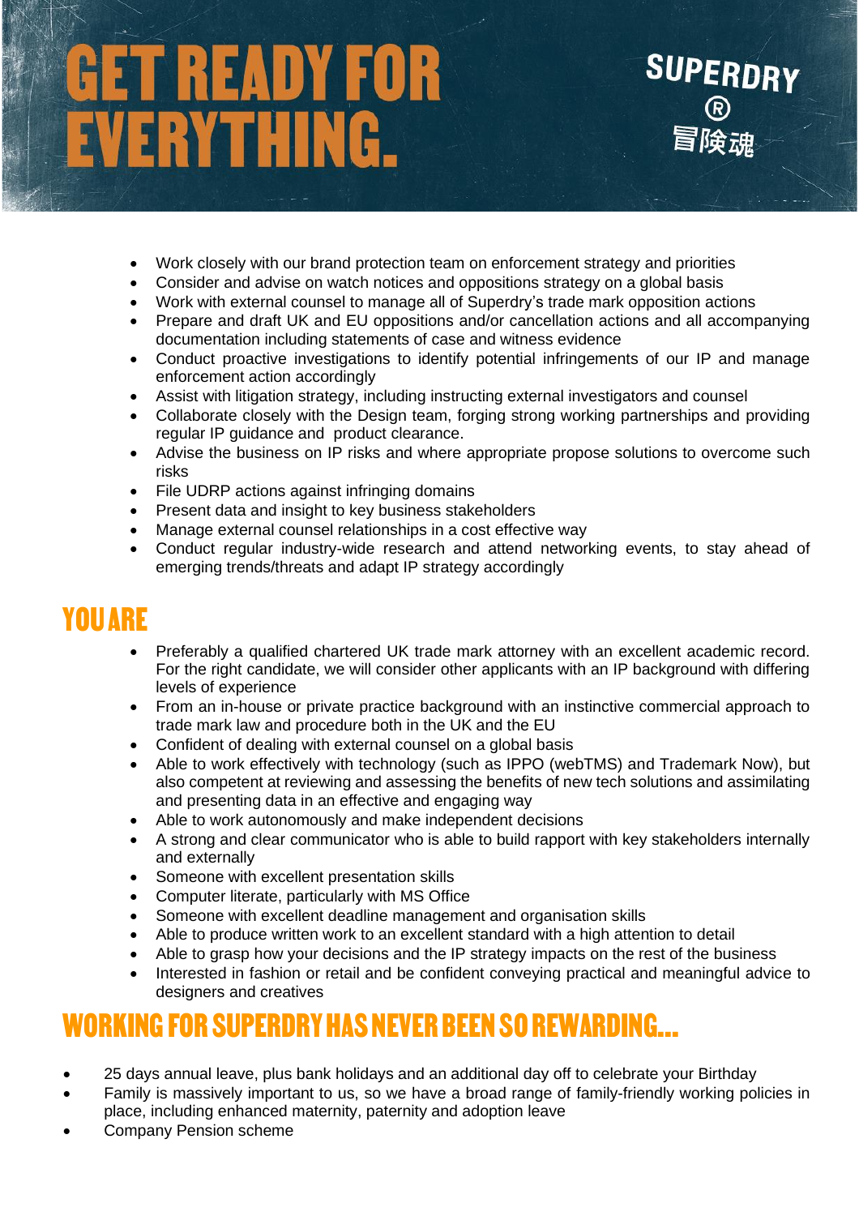# GET READY FOR EVERYTHING.

SUPERDRY®
冒険魂

- Work closely with our brand protection team on enforcement strategy and priorities
- Consider and advise on watch notices and oppositions strategy on a global basis
- Work with external counsel to manage all of Superdry's trade mark opposition actions
- Prepare and draft UK and EU oppositions and/or cancellation actions and all accompanying documentation including statements of case and witness evidence
- Conduct proactive investigations to identify potential infringements of our IP and manage enforcement action accordingly
- Assist with litigation strategy, including instructing external investigators and counsel
- Collaborate closely with the Design team, forging strong working partnerships and providing regular IP guidance and product clearance.
- Advise the business on IP risks and where appropriate propose solutions to overcome such risks
- File UDRP actions against infringing domains
- Present data and insight to key business stakeholders
- Manage external counsel relationships in a cost effective way
- Conduct regular industry-wide research and attend networking events, to stay ahead of emerging trends/threats and adapt IP strategy accordingly

## YOU ARE

- Preferably a qualified chartered UK trade mark attorney with an excellent academic record. For the right candidate, we will consider other applicants with an IP background with differing levels of experience
- From an in-house or private practice background with an instinctive commercial approach to trade mark law and procedure both in the UK and the EU
- Confident of dealing with external counsel on a global basis
- Able to work effectively with technology (such as IPPO (webTMS) and Trademark Now), but also competent at reviewing and assessing the benefits of new tech solutions and assimilating and presenting data in an effective and engaging way
- Able to work autonomously and make independent decisions
- A strong and clear communicator who is able to build rapport with key stakeholders internally and externally
- Someone with excellent presentation skills
- Computer literate, particularly with MS Office
- Someone with excellent deadline management and organisation skills
- Able to produce written work to an excellent standard with a high attention to detail
- Able to grasp how your decisions and the IP strategy impacts on the rest of the business
- Interested in fashion or retail and be confident conveying practical and meaningful advice to designers and creatives

## WORKING FOR SUPERDRY HAS NEVER BEEN SO REWARDING…

- 25 days annual leave, plus bank holidays and an additional day off to celebrate your Birthday
- Family is massively important to us, so we have a broad range of family-friendly working policies in place, including enhanced maternity, paternity and adoption leave
- Company Pension scheme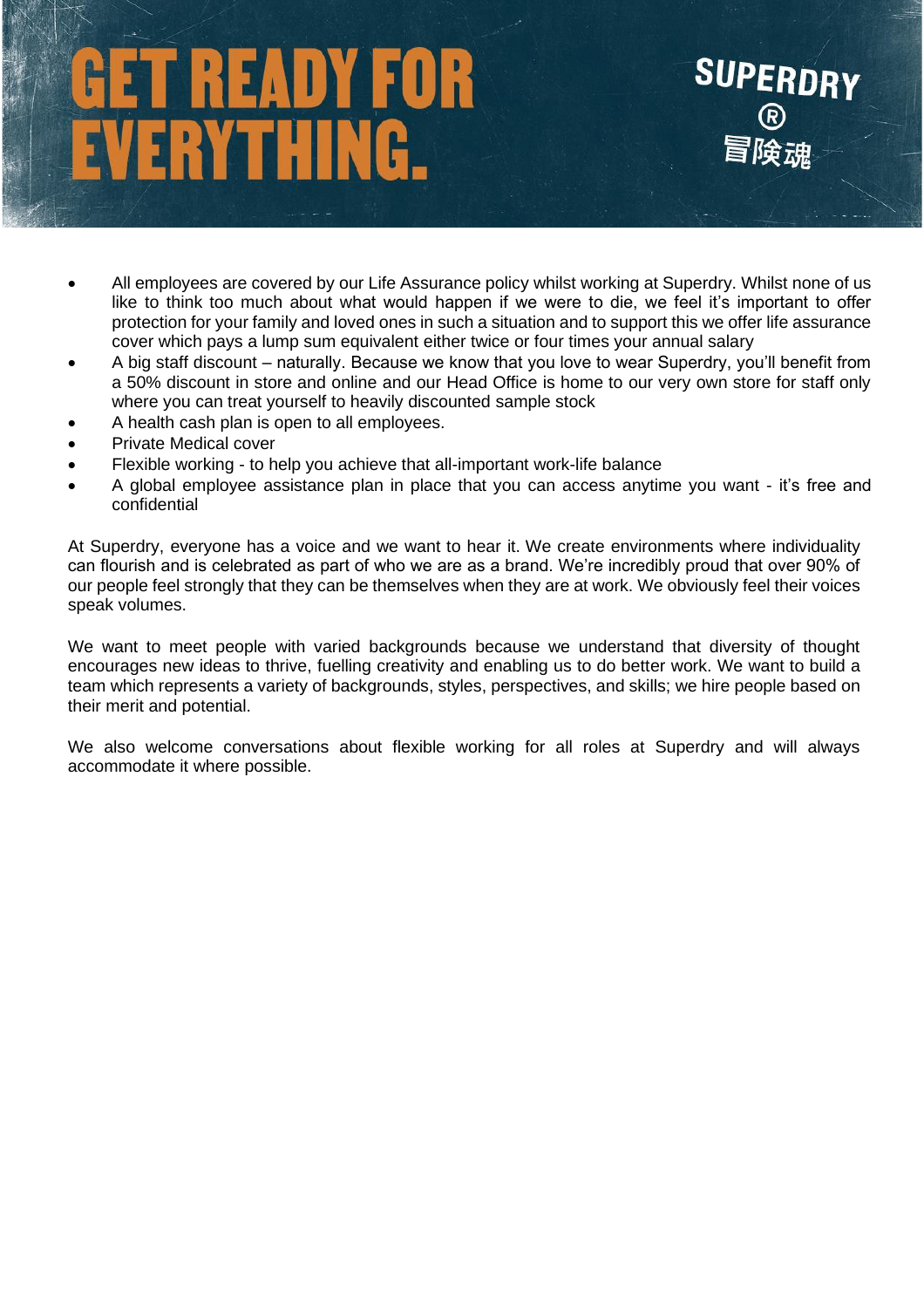# GET READY FOR EVERYTHING.

SUPERDRY ® 冒険魂

- All employees are covered by our Life Assurance policy whilst working at Superdry. Whilst none of us like to think too much about what would happen if we were to die, we feel it's important to offer protection for your family and loved ones in such a situation and to support this we offer life assurance cover which pays a lump sum equivalent either twice or four times your annual salary
- A big staff discount – naturally. Because we know that you love to wear Superdry, you'll benefit from a 50% discount in store and online and our Head Office is home to our very own store for staff only where you can treat yourself to heavily discounted sample stock
- A health cash plan is open to all employees.
- Private Medical cover
- Flexible working - to help you achieve that all-important work-life balance
- A global employee assistance plan in place that you can access anytime you want - it's free and confidential

At Superdry, everyone has a voice and we want to hear it. We create environments where individuality can flourish and is celebrated as part of who we are as a brand. We're incredibly proud that over 90% of our people feel strongly that they can be themselves when they are at work. We obviously feel their voices speak volumes.

We want to meet people with varied backgrounds because we understand that diversity of thought encourages new ideas to thrive, fuelling creativity and enabling us to do better work. We want to build a team which represents a variety of backgrounds, styles, perspectives, and skills; we hire people based on their merit and potential.

We also welcome conversations about flexible working for all roles at Superdry and will always accommodate it where possible.